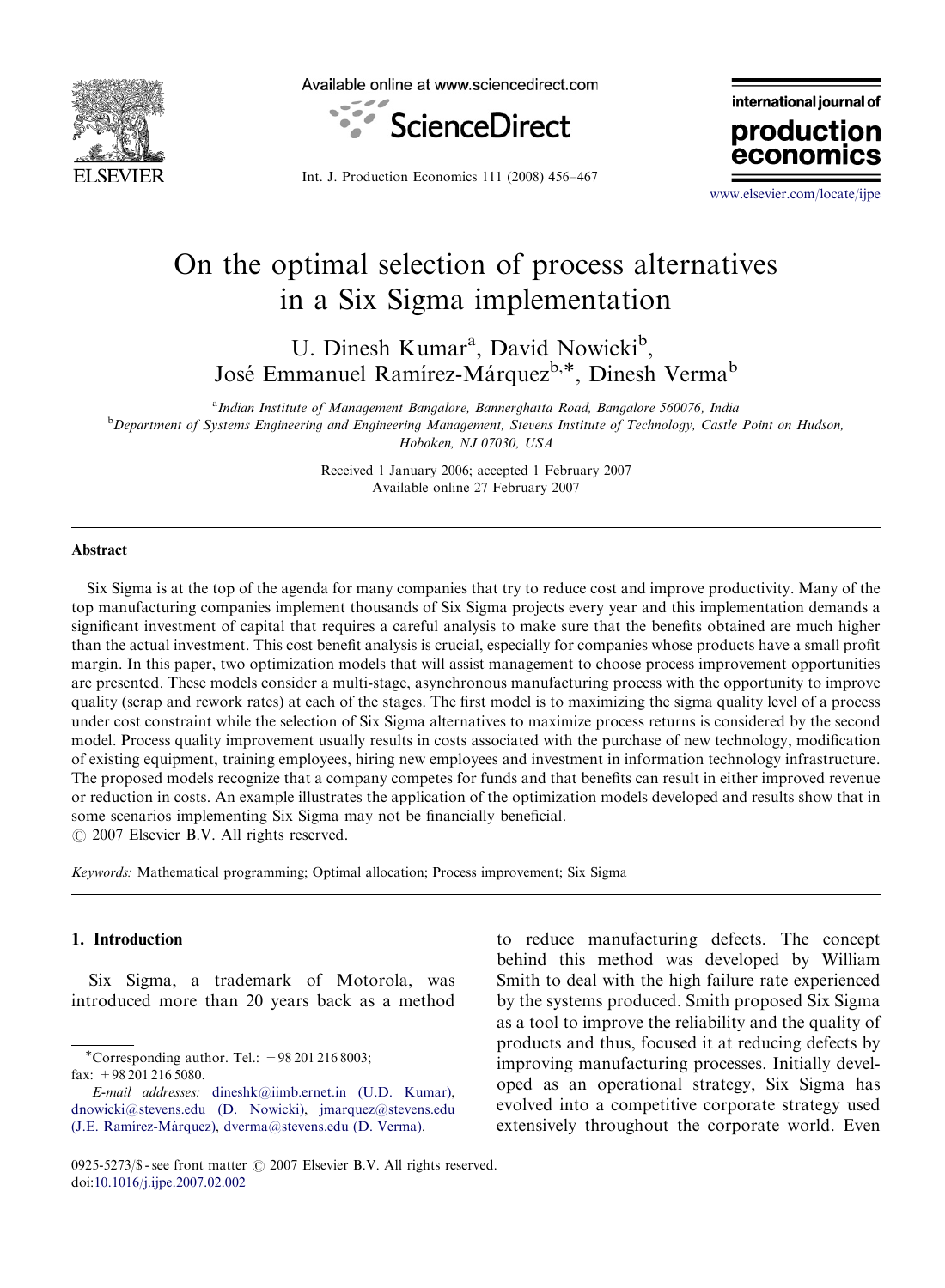# On the optimal selection of process alternatives in a Six Sigma implementation

U. Dinesh Kumar[a], David Nowicki[b], José Emmanuel Ramírez-Márquez[b,*], Dinesh Verma[b]

[a]Indian Institute of Management Bangalore, Bannerghatta Road, Bangalore 560076, India

[b]Department of Systems Engineering and Engineering Management, Stevens Institute of Technology, Castle Point on Hudson, Hoboken, NJ 07030, USA

Received 1 January 2006; accepted 1 February 2007

Available online 27 February 2007

## Abstract

Six Sigma is at the top of the agenda for many companies that try to reduce cost and improve productivity. Many of the top manufacturing companies implement thousands of Six Sigma projects every year and this implementation demands a significant investment of capital that requires a careful analysis to make sure that the benefits obtained are much higher than the actual investment. This cost benefit analysis is crucial, especially for companies whose products have a small profit margin. In this paper, two optimization models that will assist management to choose process improvement opportunities are presented. These models consider a multi-stage, asynchronous manufacturing process with the opportunity to improve quality (scrap and rework rates) at each of the stages. The first model is to maximizing the sigma quality level of a process under cost constraint while the selection of Six Sigma alternatives to maximize process returns is considered by the second model. Process quality improvement usually results in costs associated with the purchase of new technology, modification of existing equipment, training employees, hiring new employees and investment in information technology infrastructure. The proposed models recognize that a company competes for funds and that benefits can result in either improved revenue or reduction in costs. An example illustrates the application of the optimization models developed and results show that in some scenarios implementing Six Sigma may not be financially beneficial.

© 2007 Elsevier B.V. All rights reserved.

*Keywords:* Mathematical programming; Optimal allocation; Process improvement; Six Sigma

## 1. Introduction

Six Sigma, a trademark of Motorola, was introduced more than 20 years back as a method to reduce manufacturing defects. The concept behind this method was developed by William Smith to deal with the high failure rate experienced by the systems produced. Smith proposed Six Sigma as a tool to improve the reliability and the quality of products and thus, focused it at reducing defects by improving manufacturing processes. Initially developed as an operational strategy, Six Sigma has evolved into a competitive corporate strategy used extensively throughout the corporate world. Even

*Corresponding author. Tel.: +98 201 216 8003; fax: +98 201 216 5080.

*E-mail addresses:* dineshk@iimb.ernet.in (U.D. Kumar), dnowicki@stevens.edu (D. Nowicki), jmarquez@stevens.edu (J.E. Ramírez-Márquez), dverma@stevens.edu (D. Verma).

0925-5273/$ - see front matter © 2007 Elsevier B.V. All rights reserved.
doi:10.1016/j.ijpe.2007.02.002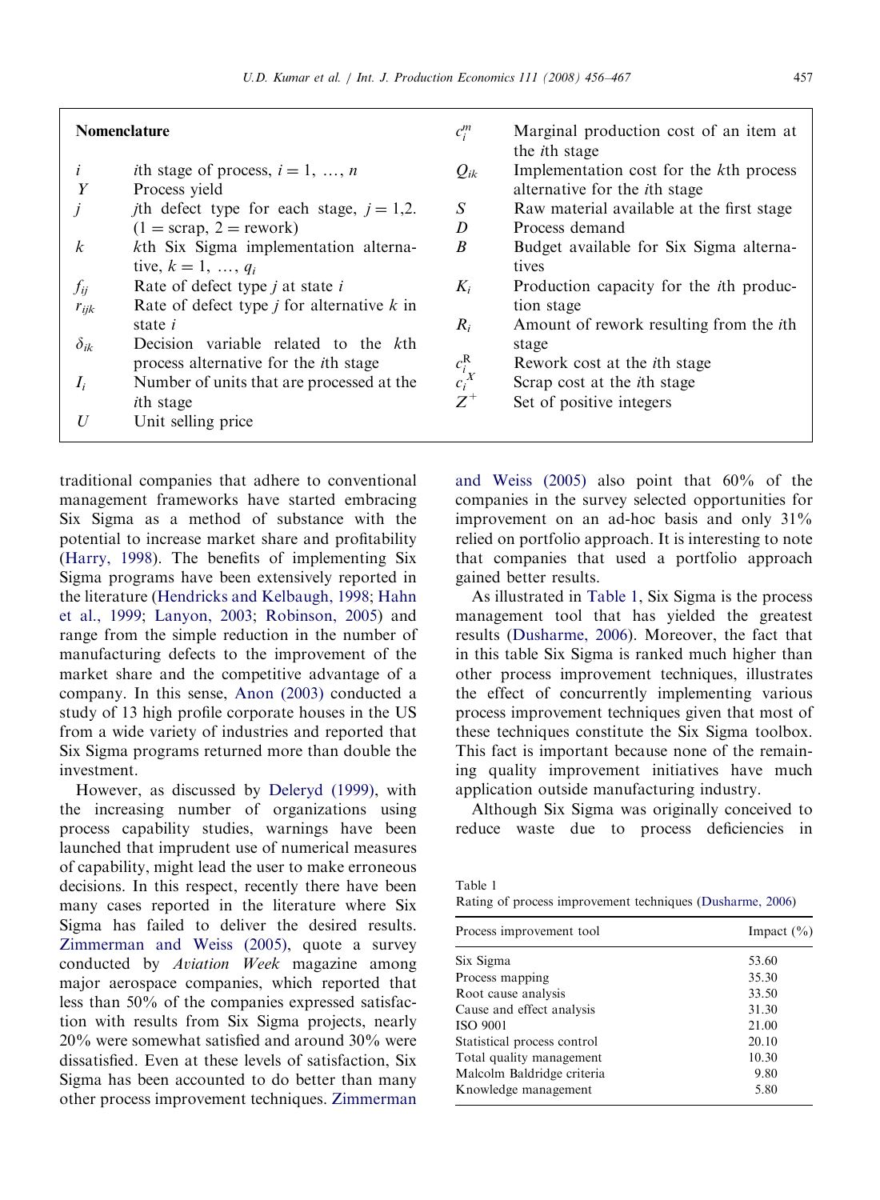## Nomenclature

| | |
|---|---|
| $i$ | $i$th stage of process, $i = 1, \ldots, n$ |
| $Y$ | Process yield |
| $j$ | $j$th defect type for each stage, $j = 1,2$. (1 = scrap, 2 = rework) |
| $k$ | $k$th Six Sigma implementation alternative, $k = 1, \ldots, q_i$ |
| $f_{ij}$ | Rate of defect type $j$ at state $i$ |
| $r_{ijk}$ | Rate of defect type $j$ for alternative $k$ in state $i$ |
| $\delta_{ik}$ | Decision variable related to the $k$th process alternative for the $i$th stage |
| $I_i$ | Number of units that are processed at the $i$th stage |
| $U$ | Unit selling price |
| $c_i^m$ | Marginal production cost of an item at the $i$th stage |
| $Q_{ik}$ | Implementation cost for the $k$th process alternative for the $i$th stage |
| $S$ | Raw material available at the first stage |
| $D$ | Process demand |
| $B$ | Budget available for Six Sigma alternatives |
| $K_i$ | Production capacity for the $i$th production stage |
| $R_i$ | Amount of rework resulting from the $i$th stage |
| $c_i^R$ | Rework cost at the $i$th stage |
| $c_i^X$ | Scrap cost at the $i$th stage |
| $Z^+$ | Set of positive integers |

traditional companies that adhere to conventional management frameworks have started embracing Six Sigma as a method of substance with the potential to increase market share and profitability (Harry, 1998). The benefits of implementing Six Sigma programs have been extensively reported in the literature (Hendricks and Kelbaugh, 1998; Hahn et al., 1999; Lanyon, 2003; Robinson, 2005) and range from the simple reduction in the number of manufacturing defects to the improvement of the market share and the competitive advantage of a company. In this sense, Anon (2003) conducted a study of 13 high profile corporate houses in the US from a wide variety of industries and reported that Six Sigma programs returned more than double the investment.

However, as discussed by Deleryd (1999), with the increasing number of organizations using process capability studies, warnings have been launched that imprudent use of numerical measures of capability, might lead the user to make erroneous decisions. In this respect, recently there have been many cases reported in the literature where Six Sigma has failed to deliver the desired results. Zimmerman and Weiss (2005), quote a survey conducted by *Aviation Week* magazine among major aerospace companies, which reported that less than 50% of the companies expressed satisfaction with results from Six Sigma projects, nearly 20% were somewhat satisfied and around 30% were dissatisfied. Even at these levels of satisfaction, Six Sigma has been accounted to do better than many other process improvement techniques. Zimmerman and Weiss (2005) also point that 60% of the companies in the survey selected opportunities for improvement on an ad-hoc basis and only 31% relied on portfolio approach. It is interesting to note that companies that used a portfolio approach gained better results.

As illustrated in Table 1, Six Sigma is the process management tool that has yielded the greatest results (Dusharme, 2006). Moreover, the fact that in this table Six Sigma is ranked much higher than other process improvement techniques, illustrates the effect of concurrently implementing various process improvement techniques given that most of these techniques constitute the Six Sigma toolbox. This fact is important because none of the remaining quality improvement initiatives have much application outside manufacturing industry.

Although Six Sigma was originally conceived to reduce waste due to process deficiencies in

Table 1
Rating of process improvement techniques (Dusharme, 2006)

| Process improvement tool | Impact (%) |
|---|---|
| Six Sigma | 53.60 |
| Process mapping | 35.30 |
| Root cause analysis | 33.50 |
| Cause and effect analysis | 31.30 |
| ISO 9001 | 21.00 |
| Statistical process control | 20.10 |
| Total quality management | 10.30 |
| Malcolm Baldridge criteria | 9.80 |
| Knowledge management | 5.80 |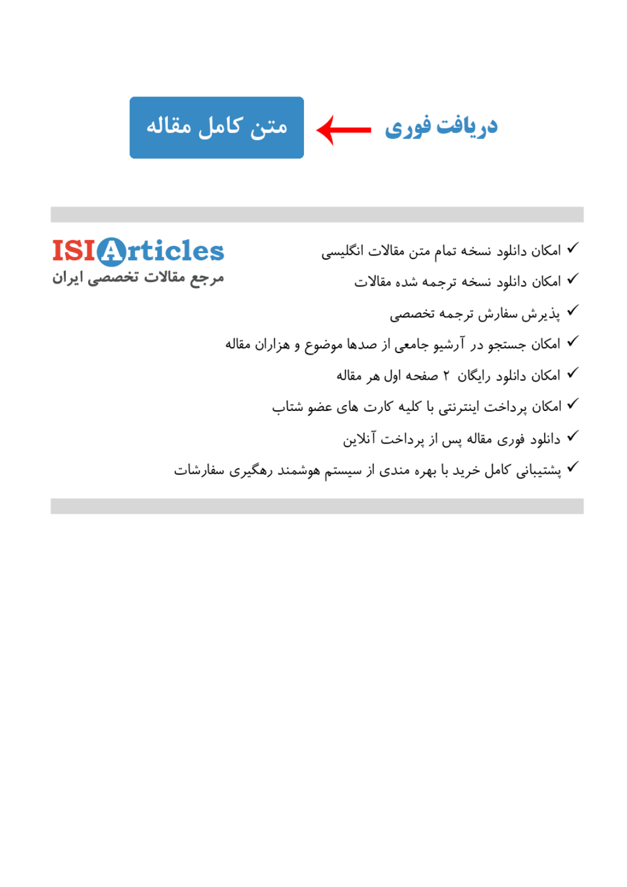دریافت فوری ← **متن کامل مقاله**

**ISIArticles**
مرجع مقالات تخصصی ایران

- ✓ امکان دانلود نسخه تمام متن مقالات انگلیسی
- ✓ امکان دانلود نسخه ترجمه شده مقالات
- ✓ پذیرش سفارش ترجمه تخصصی
- ✓ امکان جستجو در آرشیو جامعی از صدها موضوع و هزاران مقاله
- ✓ امکان دانلود رایگان ۲ صفحه اول هر مقاله
- ✓ امکان پرداخت اینترنتی با کلیه کارت های عضو شتاب
- ✓ دانلود فوری مقاله پس از پرداخت آنلاین
- ✓ پشتیبانی کامل خرید با بهره مندی از سیستم هوشمند رهگیری سفارشات